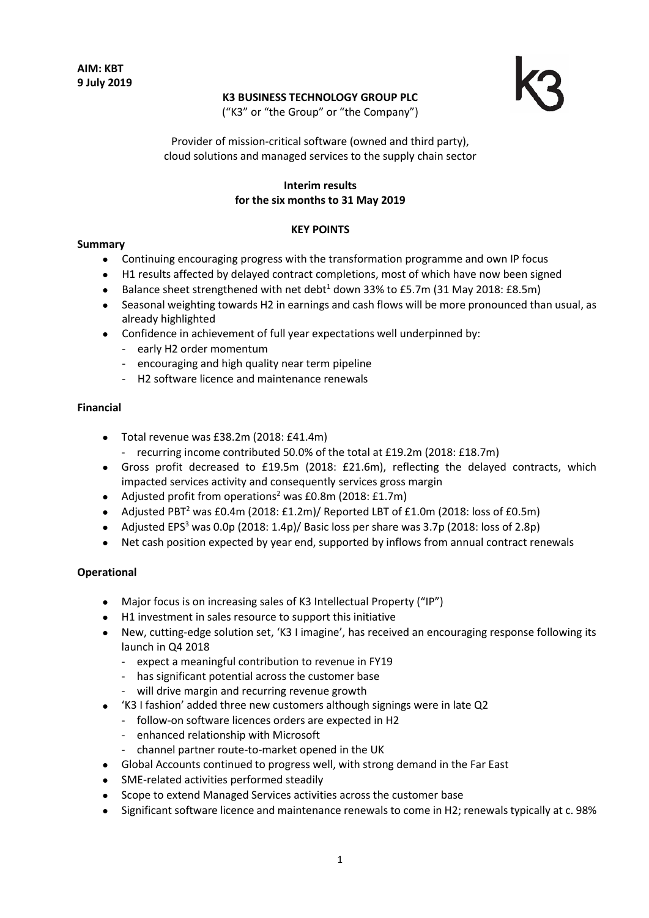**AIM: KBT**
**9 July 2019**

**K3 BUSINESS TECHNOLOGY GROUP PLC**

("K3" or "the Group" or "the Company")

Provider of mission-critical software (owned and third party), cloud solutions and managed services to the supply chain sector

**Interim results**
**for the six months to 31 May 2019**

**KEY POINTS**

**Summary**

- Continuing encouraging progress with the transformation programme and own IP focus
- H1 results affected by delayed contract completions, most of which have now been signed
- Balance sheet strengthened with net debt[1] down 33% to £5.7m (31 May 2018: £8.5m)
- Seasonal weighting towards H2 in earnings and cash flows will be more pronounced than usual, as already highlighted
- Confidence in achievement of full year expectations well underpinned by:
  - early H2 order momentum
  - encouraging and high quality near term pipeline
  - H2 software licence and maintenance renewals

**Financial**

- Total revenue was £38.2m (2018: £41.4m)
  - recurring income contributed 50.0% of the total at £19.2m (2018: £18.7m)
- Gross profit decreased to £19.5m (2018: £21.6m), reflecting the delayed contracts, which impacted services activity and consequently services gross margin
- Adjusted profit from operations[2] was £0.8m (2018: £1.7m)
- Adjusted PBT[2] was £0.4m (2018: £1.2m)/ Reported LBT of £1.0m (2018: loss of £0.5m)
- Adjusted EPS[3] was 0.0p (2018: 1.4p)/ Basic loss per share was 3.7p (2018: loss of 2.8p)
- Net cash position expected by year end, supported by inflows from annual contract renewals

**Operational**

- Major focus is on increasing sales of K3 Intellectual Property ("IP")
- H1 investment in sales resource to support this initiative
- New, cutting-edge solution set, 'K3 I imagine', has received an encouraging response following its launch in Q4 2018
  - expect a meaningful contribution to revenue in FY19
  - has significant potential across the customer base
  - will drive margin and recurring revenue growth
- 'K3 I fashion' added three new customers although signings were in late Q2
  - follow-on software licences orders are expected in H2
  - enhanced relationship with Microsoft
  - channel partner route-to-market opened in the UK
- Global Accounts continued to progress well, with strong demand in the Far East
- SME-related activities performed steadily
- Scope to extend Managed Services activities across the customer base
- Significant software licence and maintenance renewals to come in H2; renewals typically at c. 98%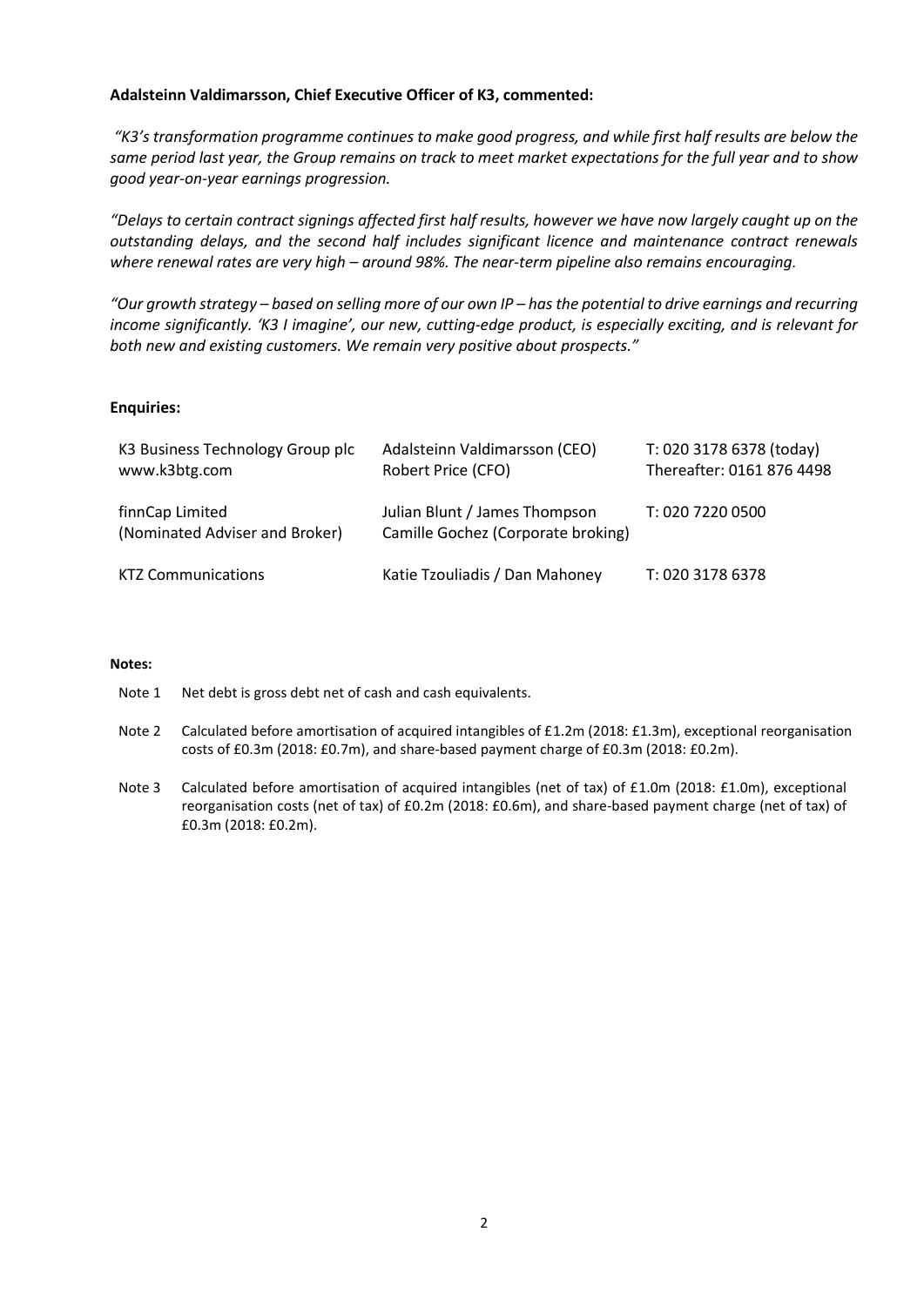**Adalsteinn Valdimarsson, Chief Executive Officer of K3, commented:**

*"K3's transformation programme continues to make good progress, and while first half results are below the same period last year, the Group remains on track to meet market expectations for the full year and to show good year-on-year earnings progression.*

*"Delays to certain contract signings affected first half results, however we have now largely caught up on the outstanding delays, and the second half includes significant licence and maintenance contract renewals where renewal rates are very high – around 98%. The near-term pipeline also remains encouraging.*

*"Our growth strategy – based on selling more of our own IP – has the potential to drive earnings and recurring income significantly. 'K3 I imagine', our new, cutting-edge product, is especially exciting, and is relevant for both new and existing customers. We remain very positive about prospects."*

**Enquiries:**

| | | |
|---|---|---|
| K3 Business Technology Group plc<br>www.k3btg.com | Adalsteinn Valdimarsson (CEO)<br>Robert Price (CFO) | T: 020 3178 6378 (today)<br>Thereafter: 0161 876 4498 |
| finnCap Limited<br>(Nominated Adviser and Broker) | Julian Blunt / James Thompson<br>Camille Gochez (Corporate broking) | T: 020 7220 0500 |
| KTZ Communications | Katie Tzouliadis / Dan Mahoney | T: 020 3178 6378 |

**Notes:**

Note 1 Net debt is gross debt net of cash and cash equivalents.

Note 2 Calculated before amortisation of acquired intangibles of £1.2m (2018: £1.3m), exceptional reorganisation costs of £0.3m (2018: £0.7m), and share-based payment charge of £0.3m (2018: £0.2m).

Note 3 Calculated before amortisation of acquired intangibles (net of tax) of £1.0m (2018: £1.0m), exceptional reorganisation costs (net of tax) of £0.2m (2018: £0.6m), and share-based payment charge (net of tax) of £0.3m (2018: £0.2m).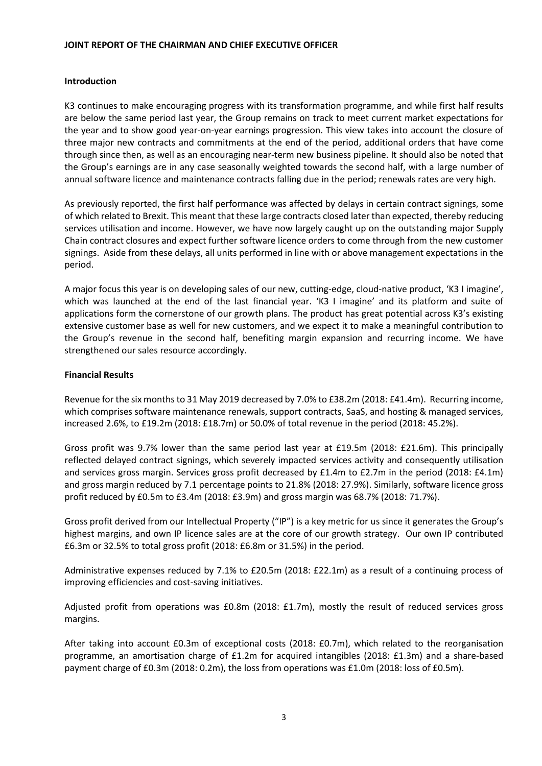**JOINT REPORT OF THE CHAIRMAN AND CHIEF EXECUTIVE OFFICER**

**Introduction**

K3 continues to make encouraging progress with its transformation programme, and while first half results are below the same period last year, the Group remains on track to meet current market expectations for the year and to show good year-on-year earnings progression. This view takes into account the closure of three major new contracts and commitments at the end of the period, additional orders that have come through since then, as well as an encouraging near-term new business pipeline. It should also be noted that the Group's earnings are in any case seasonally weighted towards the second half, with a large number of annual software licence and maintenance contracts falling due in the period; renewals rates are very high.

As previously reported, the first half performance was affected by delays in certain contract signings, some of which related to Brexit. This meant that these large contracts closed later than expected, thereby reducing services utilisation and income. However, we have now largely caught up on the outstanding major Supply Chain contract closures and expect further software licence orders to come through from the new customer signings. Aside from these delays, all units performed in line with or above management expectations in the period.

A major focus this year is on developing sales of our new, cutting-edge, cloud-native product, 'K3 I imagine', which was launched at the end of the last financial year. 'K3 I imagine' and its platform and suite of applications form the cornerstone of our growth plans. The product has great potential across K3's existing extensive customer base as well for new customers, and we expect it to make a meaningful contribution to the Group's revenue in the second half, benefiting margin expansion and recurring income. We have strengthened our sales resource accordingly.

**Financial Results**

Revenue for the six months to 31 May 2019 decreased by 7.0% to £38.2m (2018: £41.4m). Recurring income, which comprises software maintenance renewals, support contracts, SaaS, and hosting & managed services, increased 2.6%, to £19.2m (2018: £18.7m) or 50.0% of total revenue in the period (2018: 45.2%).

Gross profit was 9.7% lower than the same period last year at £19.5m (2018: £21.6m). This principally reflected delayed contract signings, which severely impacted services activity and consequently utilisation and services gross margin. Services gross profit decreased by £1.4m to £2.7m in the period (2018: £4.1m) and gross margin reduced by 7.1 percentage points to 21.8% (2018: 27.9%). Similarly, software licence gross profit reduced by £0.5m to £3.4m (2018: £3.9m) and gross margin was 68.7% (2018: 71.7%).

Gross profit derived from our Intellectual Property ("IP") is a key metric for us since it generates the Group's highest margins, and own IP licence sales are at the core of our growth strategy. Our own IP contributed £6.3m or 32.5% to total gross profit (2018: £6.8m or 31.5%) in the period.

Administrative expenses reduced by 7.1% to £20.5m (2018: £22.1m) as a result of a continuing process of improving efficiencies and cost-saving initiatives.

Adjusted profit from operations was £0.8m (2018: £1.7m), mostly the result of reduced services gross margins.

After taking into account £0.3m of exceptional costs (2018: £0.7m), which related to the reorganisation programme, an amortisation charge of £1.2m for acquired intangibles (2018: £1.3m) and a share-based payment charge of £0.3m (2018: 0.2m), the loss from operations was £1.0m (2018: loss of £0.5m).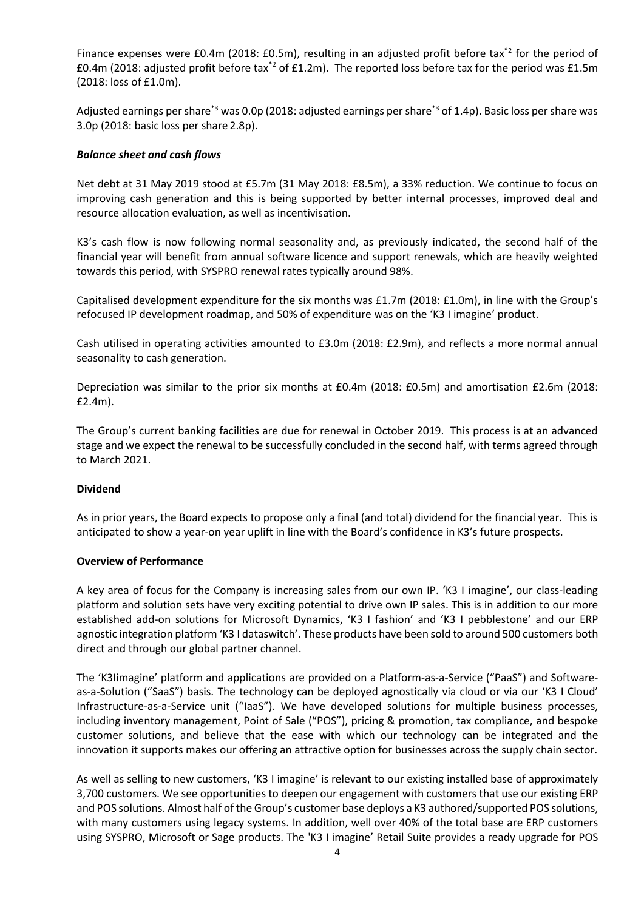Finance expenses were £0.4m (2018: £0.5m), resulting in an adjusted profit before tax*2 for the period of £0.4m (2018: adjusted profit before tax*2 of £1.2m). The reported loss before tax for the period was £1.5m (2018: loss of £1.0m).

Adjusted earnings per share*3 was 0.0p (2018: adjusted earnings per share*3 of 1.4p). Basic loss per share was 3.0p (2018: basic loss per share 2.8p).

***Balance sheet and cash flows***

Net debt at 31 May 2019 stood at £5.7m (31 May 2018: £8.5m), a 33% reduction. We continue to focus on improving cash generation and this is being supported by better internal processes, improved deal and resource allocation evaluation, as well as incentivisation.

K3's cash flow is now following normal seasonality and, as previously indicated, the second half of the financial year will benefit from annual software licence and support renewals, which are heavily weighted towards this period, with SYSPRO renewal rates typically around 98%.

Capitalised development expenditure for the six months was £1.7m (2018: £1.0m), in line with the Group's refocused IP development roadmap, and 50% of expenditure was on the 'K3 I imagine' product.

Cash utilised in operating activities amounted to £3.0m (2018: £2.9m), and reflects a more normal annual seasonality to cash generation.

Depreciation was similar to the prior six months at £0.4m (2018: £0.5m) and amortisation £2.6m (2018: £2.4m).

The Group's current banking facilities are due for renewal in October 2019. This process is at an advanced stage and we expect the renewal to be successfully concluded in the second half, with terms agreed through to March 2021.

**Dividend**

As in prior years, the Board expects to propose only a final (and total) dividend for the financial year. This is anticipated to show a year-on year uplift in line with the Board's confidence in K3's future prospects.

**Overview of Performance**

A key area of focus for the Company is increasing sales from our own IP. 'K3 I imagine', our class-leading platform and solution sets have very exciting potential to drive own IP sales. This is in addition to our more established add-on solutions for Microsoft Dynamics, 'K3 I fashion' and 'K3 I pebblestone' and our ERP agnostic integration platform 'K3 I dataswitch'. These products have been sold to around 500 customers both direct and through our global partner channel.

The 'K3Iimagine' platform and applications are provided on a Platform-as-a-Service ("PaaS") and Software-as-a-Solution ("SaaS") basis. The technology can be deployed agnostically via cloud or via our 'K3 I Cloud' Infrastructure-as-a-Service unit ("IaaS"). We have developed solutions for multiple business processes, including inventory management, Point of Sale ("POS"), pricing & promotion, tax compliance, and bespoke customer solutions, and believe that the ease with which our technology can be integrated and the innovation it supports makes our offering an attractive option for businesses across the supply chain sector.

As well as selling to new customers, 'K3 I imagine' is relevant to our existing installed base of approximately 3,700 customers. We see opportunities to deepen our engagement with customers that use our existing ERP and POS solutions. Almost half of the Group's customer base deploys a K3 authored/supported POS solutions, with many customers using legacy systems. In addition, well over 40% of the total base are ERP customers using SYSPRO, Microsoft or Sage products. The 'K3 I imagine' Retail Suite provides a ready upgrade for POS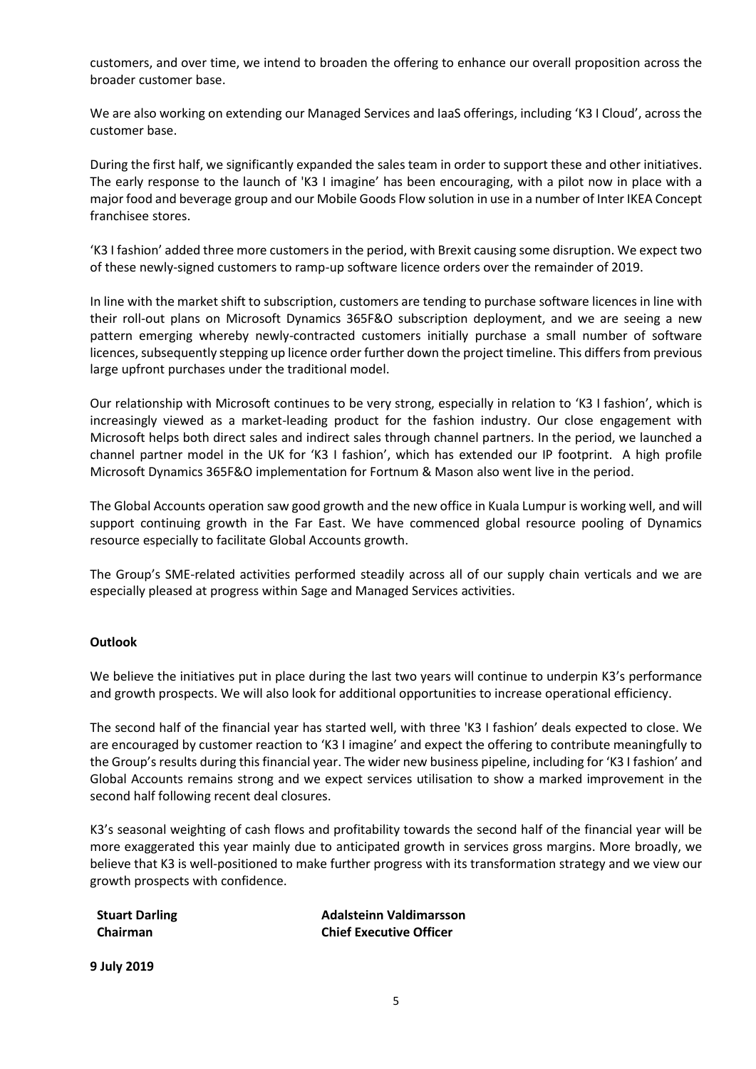customers, and over time, we intend to broaden the offering to enhance our overall proposition across the broader customer base.

We are also working on extending our Managed Services and IaaS offerings, including 'K3 I Cloud', across the customer base.

During the first half, we significantly expanded the sales team in order to support these and other initiatives. The early response to the launch of 'K3 I imagine' has been encouraging, with a pilot now in place with a major food and beverage group and our Mobile Goods Flow solution in use in a number of Inter IKEA Concept franchisee stores.

'K3 I fashion' added three more customers in the period, with Brexit causing some disruption. We expect two of these newly-signed customers to ramp-up software licence orders over the remainder of 2019.

In line with the market shift to subscription, customers are tending to purchase software licences in line with their roll-out plans on Microsoft Dynamics 365F&O subscription deployment, and we are seeing a new pattern emerging whereby newly-contracted customers initially purchase a small number of software licences, subsequently stepping up licence order further down the project timeline. This differs from previous large upfront purchases under the traditional model.

Our relationship with Microsoft continues to be very strong, especially in relation to 'K3 I fashion', which is increasingly viewed as a market-leading product for the fashion industry. Our close engagement with Microsoft helps both direct sales and indirect sales through channel partners. In the period, we launched a channel partner model in the UK for 'K3 I fashion', which has extended our IP footprint. A high profile Microsoft Dynamics 365F&O implementation for Fortnum & Mason also went live in the period.

The Global Accounts operation saw good growth and the new office in Kuala Lumpur is working well, and will support continuing growth in the Far East. We have commenced global resource pooling of Dynamics resource especially to facilitate Global Accounts growth.

The Group's SME-related activities performed steadily across all of our supply chain verticals and we are especially pleased at progress within Sage and Managed Services activities.

**Outlook**

We believe the initiatives put in place during the last two years will continue to underpin K3's performance and growth prospects. We will also look for additional opportunities to increase operational efficiency.

The second half of the financial year has started well, with three 'K3 I fashion' deals expected to close. We are encouraged by customer reaction to 'K3 I imagine' and expect the offering to contribute meaningfully to the Group's results during this financial year. The wider new business pipeline, including for 'K3 I fashion' and Global Accounts remains strong and we expect services utilisation to show a marked improvement in the second half following recent deal closures.

K3's seasonal weighting of cash flows and profitability towards the second half of the financial year will be more exaggerated this year mainly due to anticipated growth in services gross margins. More broadly, we believe that K3 is well-positioned to make further progress with its transformation strategy and we view our growth prospects with confidence.

| **Stuart Darling** | **Adalsteinn Valdimarsson** |
|---|---|
| **Chairman** | **Chief Executive Officer** |

**9 July 2019**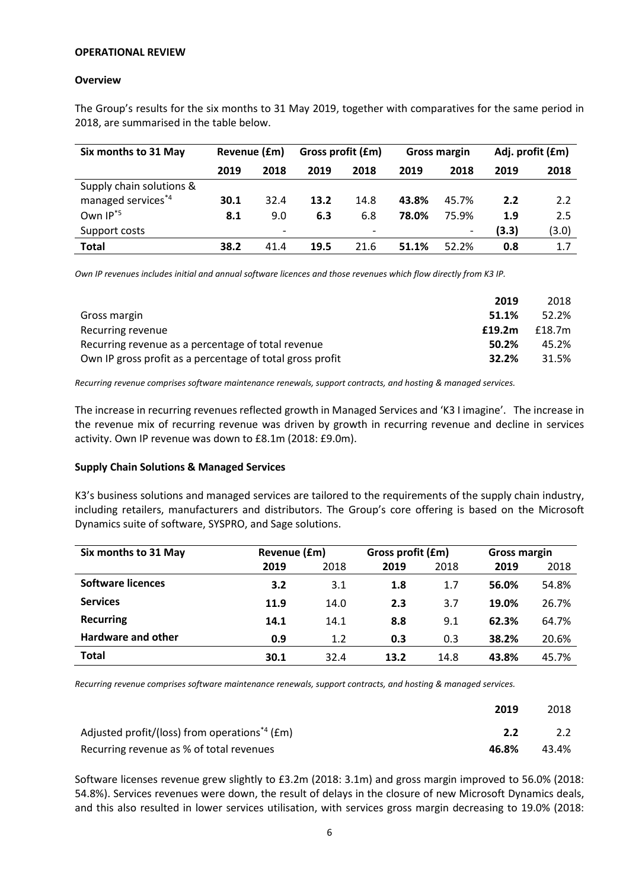**OPERATIONAL REVIEW**

**Overview**

The Group's results for the six months to 31 May 2019, together with comparatives for the same period in 2018, are summarised in the table below.

| Six months to 31 May | Revenue (£m) | | Gross profit (£m) | | Gross margin | | Adj. profit (£m) | |
|---|---|---|---|---|---|---|---|---|
| | **2019** | **2018** | **2019** | **2018** | **2019** | **2018** | **2019** | **2018** |
| Supply chain solutions & managed services*4 | **30.1** | 32.4 | **13.2** | 14.8 | **43.8%** | 45.7% | **2.2** | 2.2 |
| Own IP*5 | **8.1** | 9.0 | **6.3** | 6.8 | **78.0%** | 75.9% | **1.9** | 2.5 |
| Support costs | | - | | - | | - | **(3.3)** | (3.0) |
| **Total** | **38.2** | 41.4 | **19.5** | 21.6 | **51.1%** | 52.2% | **0.8** | 1.7 |

*Own IP revenues includes initial and annual software licences and those revenues which flow directly from K3 IP.*

| | **2019** | 2018 |
|---|---|---|
| Gross margin | **51.1%** | 52.2% |
| Recurring revenue | **£19.2m** | £18.7m |
| Recurring revenue as a percentage of total revenue | **50.2%** | 45.2% |
| Own IP gross profit as a percentage of total gross profit | **32.2%** | 31.5% |

*Recurring revenue comprises software maintenance renewals, support contracts, and hosting & managed services.*

The increase in recurring revenues reflected growth in Managed Services and 'K3 I imagine'. The increase in the revenue mix of recurring revenue was driven by growth in recurring revenue and decline in services activity. Own IP revenue was down to £8.1m (2018: £9.0m).

**Supply Chain Solutions & Managed Services**

K3's business solutions and managed services are tailored to the requirements of the supply chain industry, including retailers, manufacturers and distributors. The Group's core offering is based on the Microsoft Dynamics suite of software, SYSPRO, and Sage solutions.

| Six months to 31 May | Revenue (£m) | | Gross profit (£m) | | Gross margin | |
|---|---|---|---|---|---|---|
| | **2019** | 2018 | **2019** | 2018 | **2019** | 2018 |
| **Software licences** | **3.2** | 3.1 | **1.8** | 1.7 | **56.0%** | 54.8% |
| **Services** | **11.9** | 14.0 | **2.3** | 3.7 | **19.0%** | 26.7% |
| **Recurring** | **14.1** | 14.1 | **8.8** | 9.1 | **62.3%** | 64.7% |
| **Hardware and other** | **0.9** | 1.2 | **0.3** | 0.3 | **38.2%** | 20.6% |
| **Total** | **30.1** | 32.4 | **13.2** | 14.8 | **43.8%** | 45.7% |

*Recurring revenue comprises software maintenance renewals, support contracts, and hosting & managed services.*

| | **2019** | 2018 |
|---|---|---|
| Adjusted profit/(loss) from operations*4 (£m) | **2.2** | 2.2 |
| Recurring revenue as % of total revenues | **46.8%** | 43.4% |

Software licenses revenue grew slightly to £3.2m (2018: 3.1m) and gross margin improved to 56.0% (2018: 54.8%). Services revenues were down, the result of delays in the closure of new Microsoft Dynamics deals, and this also resulted in lower services utilisation, with services gross margin decreasing to 19.0% (2018: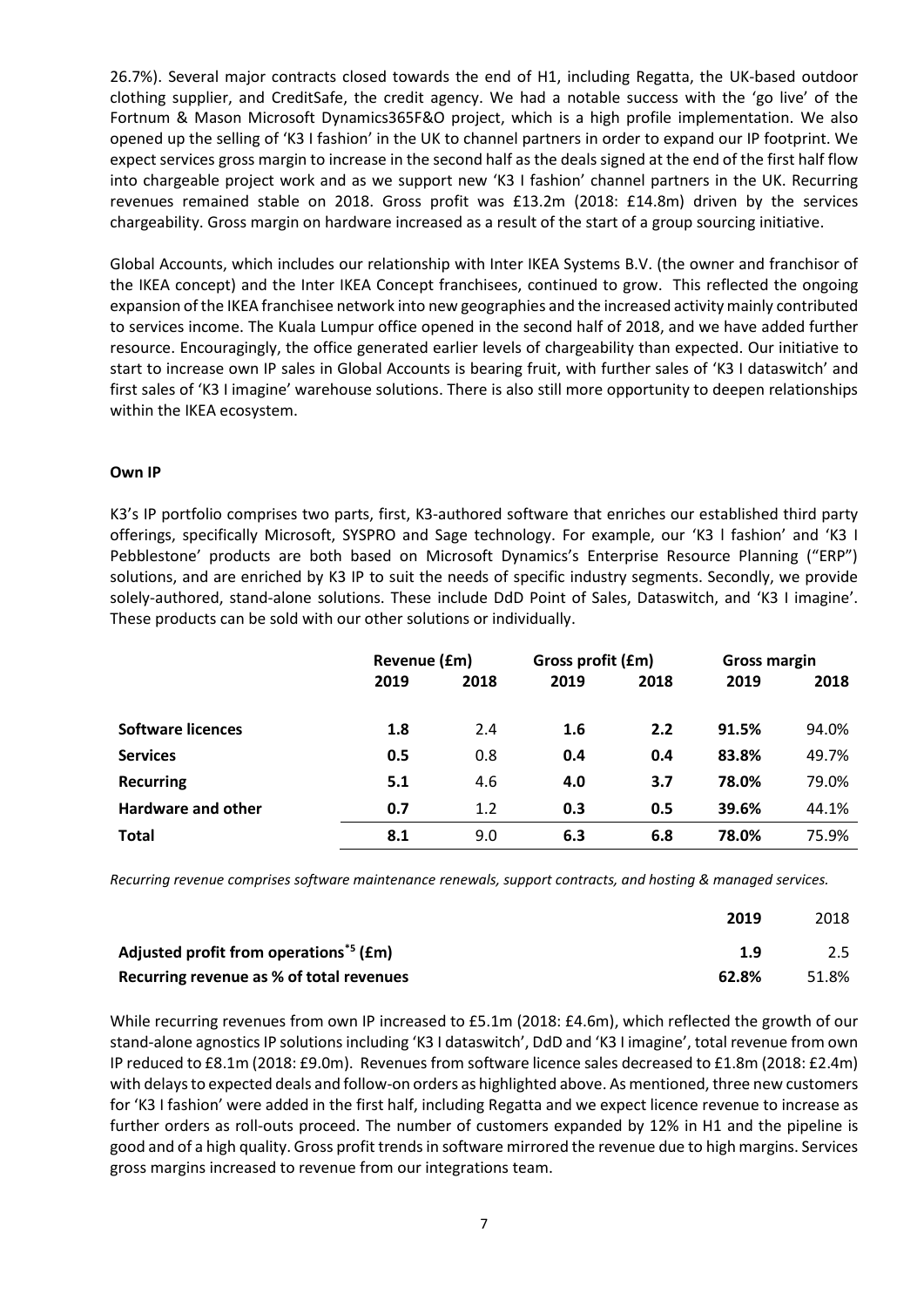26.7%). Several major contracts closed towards the end of H1, including Regatta, the UK-based outdoor clothing supplier, and CreditSafe, the credit agency. We had a notable success with the 'go live' of the Fortnum & Mason Microsoft Dynamics365F&O project, which is a high profile implementation. We also opened up the selling of 'K3 I fashion' in the UK to channel partners in order to expand our IP footprint. We expect services gross margin to increase in the second half as the deals signed at the end of the first half flow into chargeable project work and as we support new 'K3 I fashion' channel partners in the UK. Recurring revenues remained stable on 2018. Gross profit was £13.2m (2018: £14.8m) driven by the services chargeability. Gross margin on hardware increased as a result of the start of a group sourcing initiative.

Global Accounts, which includes our relationship with Inter IKEA Systems B.V. (the owner and franchisor of the IKEA concept) and the Inter IKEA Concept franchisees, continued to grow. This reflected the ongoing expansion of the IKEA franchisee network into new geographies and the increased activity mainly contributed to services income. The Kuala Lumpur office opened in the second half of 2018, and we have added further resource. Encouragingly, the office generated earlier levels of chargeability than expected. Our initiative to start to increase own IP sales in Global Accounts is bearing fruit, with further sales of 'K3 I dataswitch' and first sales of 'K3 I imagine' warehouse solutions. There is also still more opportunity to deepen relationships within the IKEA ecosystem.

**Own IP**

K3's IP portfolio comprises two parts, first, K3-authored software that enriches our established third party offerings, specifically Microsoft, SYSPRO and Sage technology. For example, our 'K3 l fashion' and 'K3 I Pebblestone' products are both based on Microsoft Dynamics's Enterprise Resource Planning ("ERP") solutions, and are enriched by K3 IP to suit the needs of specific industry segments. Secondly, we provide solely-authored, stand-alone solutions. These include DdD Point of Sales, Dataswitch, and 'K3 I imagine'. These products can be sold with our other solutions or individually.

| | Revenue (£m) | | Gross profit (£m) | | Gross margin | |
|---|---|---|---|---|---|---|
| | 2019 | 2018 | 2019 | 2018 | 2019 | 2018 |
| **Software licences** | **1.8** | 2.4 | **1.6** | **2.2** | **91.5%** | 94.0% |
| **Services** | **0.5** | 0.8 | **0.4** | **0.4** | **83.8%** | 49.7% |
| **Recurring** | **5.1** | 4.6 | **4.0** | **3.7** | **78.0%** | 79.0% |
| **Hardware and other** | **0.7** | 1.2 | **0.3** | **0.5** | **39.6%** | 44.1% |
| **Total** | **8.1** | 9.0 | **6.3** | **6.8** | **78.0%** | 75.9% |

*Recurring revenue comprises software maintenance renewals, support contracts, and hosting & managed services.*

| | 2019 | 2018 |
|---|---|---|
| **Adjusted profit from operations*5 (£m)** | **1.9** | 2.5 |
| **Recurring revenue as % of total revenues** | **62.8%** | 51.8% |

While recurring revenues from own IP increased to £5.1m (2018: £4.6m), which reflected the growth of our stand-alone agnostics IP solutions including 'K3 I dataswitch', DdD and 'K3 I imagine', total revenue from own IP reduced to £8.1m (2018: £9.0m). Revenues from software licence sales decreased to £1.8m (2018: £2.4m) with delays to expected deals and follow-on orders as highlighted above. As mentioned, three new customers for 'K3 I fashion' were added in the first half, including Regatta and we expect licence revenue to increase as further orders as roll-outs proceed. The number of customers expanded by 12% in H1 and the pipeline is good and of a high quality. Gross profit trends in software mirrored the revenue due to high margins. Services gross margins increased to revenue from our integrations team.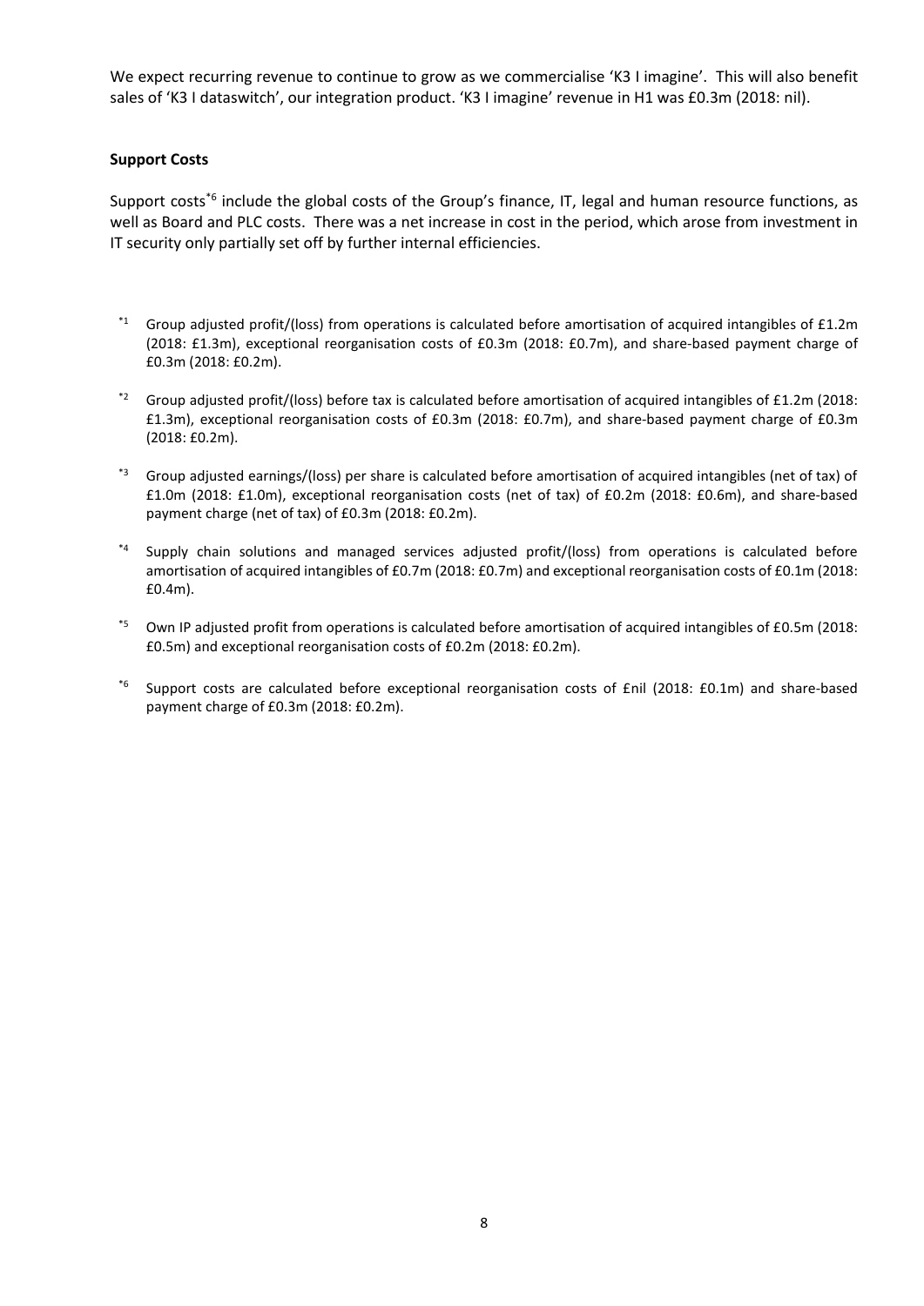We expect recurring revenue to continue to grow as we commercialise 'K3 I imagine'. This will also benefit sales of 'K3 I dataswitch', our integration product. 'K3 I imagine' revenue in H1 was £0.3m (2018: nil).

**Support Costs**

Support costs[*6] include the global costs of the Group's finance, IT, legal and human resource functions, as well as Board and PLC costs. There was a net increase in cost in the period, which arose from investment in IT security only partially set off by further internal efficiencies.

[*1] Group adjusted profit/(loss) from operations is calculated before amortisation of acquired intangibles of £1.2m (2018: £1.3m), exceptional reorganisation costs of £0.3m (2018: £0.7m), and share-based payment charge of £0.3m (2018: £0.2m).

[*2] Group adjusted profit/(loss) before tax is calculated before amortisation of acquired intangibles of £1.2m (2018: £1.3m), exceptional reorganisation costs of £0.3m (2018: £0.7m), and share-based payment charge of £0.3m (2018: £0.2m).

[*3] Group adjusted earnings/(loss) per share is calculated before amortisation of acquired intangibles (net of tax) of £1.0m (2018: £1.0m), exceptional reorganisation costs (net of tax) of £0.2m (2018: £0.6m), and share-based payment charge (net of tax) of £0.3m (2018: £0.2m).

[*4] Supply chain solutions and managed services adjusted profit/(loss) from operations is calculated before amortisation of acquired intangibles of £0.7m (2018: £0.7m) and exceptional reorganisation costs of £0.1m (2018: £0.4m).

[*5] Own IP adjusted profit from operations is calculated before amortisation of acquired intangibles of £0.5m (2018: £0.5m) and exceptional reorganisation costs of £0.2m (2018: £0.2m).

[*6] Support costs are calculated before exceptional reorganisation costs of £nil (2018: £0.1m) and share-based payment charge of £0.3m (2018: £0.2m).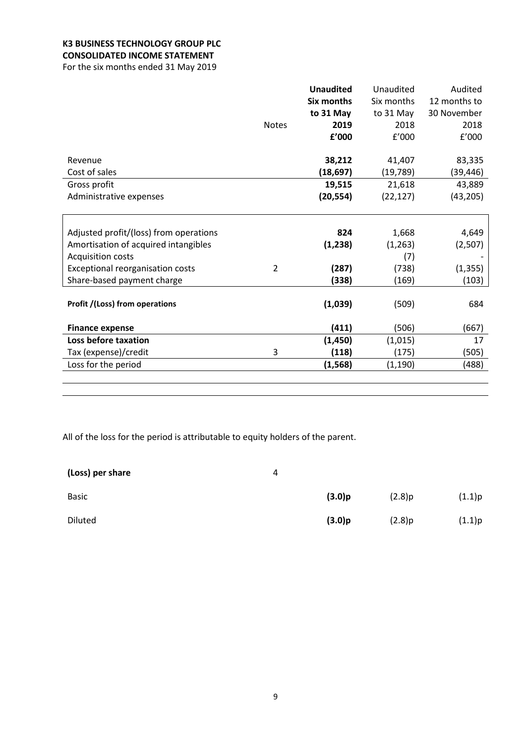**K3 BUSINESS TECHNOLOGY GROUP PLC**
**CONSOLIDATED INCOME STATEMENT**
For the six months ended 31 May 2019

| | Notes | **Unaudited Six months to 31 May 2019 £'000** | Unaudited Six months to 31 May 2018 £'000 | Audited 12 months to 30 November 2018 £'000 |
|---|---|---|---|---|
| Revenue | | **38,212** | 41,407 | 83,335 |
| Cost of sales | | **(18,697)** | (19,789) | (39,446) |
| Gross profit | | **19,515** | 21,618 | 43,889 |
| Administrative expenses | | **(20,554)** | (22,127) | (43,205) |
| | | | | |
| Adjusted profit/(loss) from operations | | **824** | 1,668 | 4,649 |
| Amortisation of acquired intangibles | | **(1,238)** | (1,263) | (2,507) |
| Acquisition costs | | | (7) | - |
| Exceptional reorganisation costs | 2 | **(287)** | (738) | (1,355) |
| Share-based payment charge | | **(338)** | (169) | (103) |
| **Profit /(Loss) from operations** | | **(1,039)** | (509) | 684 |
| **Finance expense** | | **(411)** | (506) | (667) |
| **Loss before taxation** | | **(1,450)** | (1,015) | 17 |
| Tax (expense)/credit | 3 | **(118)** | (175) | (505) |
| Loss for the period | | **(1,568)** | (1,190) | (488) |

All of the loss for the period is attributable to equity holders of the parent.

| | Notes | | | |
|---|---|---|---|---|
| **(Loss) per share** | 4 | | | |
| Basic | | **(3.0)p** | (2.8)p | (1.1)p |
| Diluted | | **(3.0)p** | (2.8)p | (1.1)p |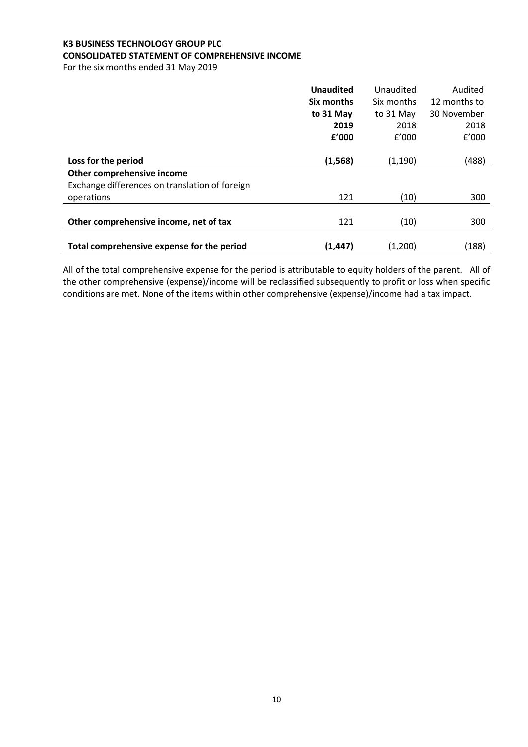**K3 BUSINESS TECHNOLOGY GROUP PLC**
**CONSOLIDATED STATEMENT OF COMPREHENSIVE INCOME**
For the six months ended 31 May 2019

| | **Unaudited Six months to 31 May 2019 £'000** | Unaudited Six months to 31 May 2018 £'000 | Audited 12 months to 30 November 2018 £'000 |
|---|---|---|---|
| **Loss for the period** | **(1,568)** | (1,190) | (488) |
| **Other comprehensive income** | | | |
| Exchange differences on translation of foreign operations | 121 | (10) | 300 |
| **Other comprehensive income, net of tax** | 121 | (10) | 300 |
| **Total comprehensive expense for the period** | **(1,447)** | (1,200) | (188) |

All of the total comprehensive expense for the period is attributable to equity holders of the parent. All of the other comprehensive (expense)/income will be reclassified subsequently to profit or loss when specific conditions are met. None of the items within other comprehensive (expense)/income had a tax impact.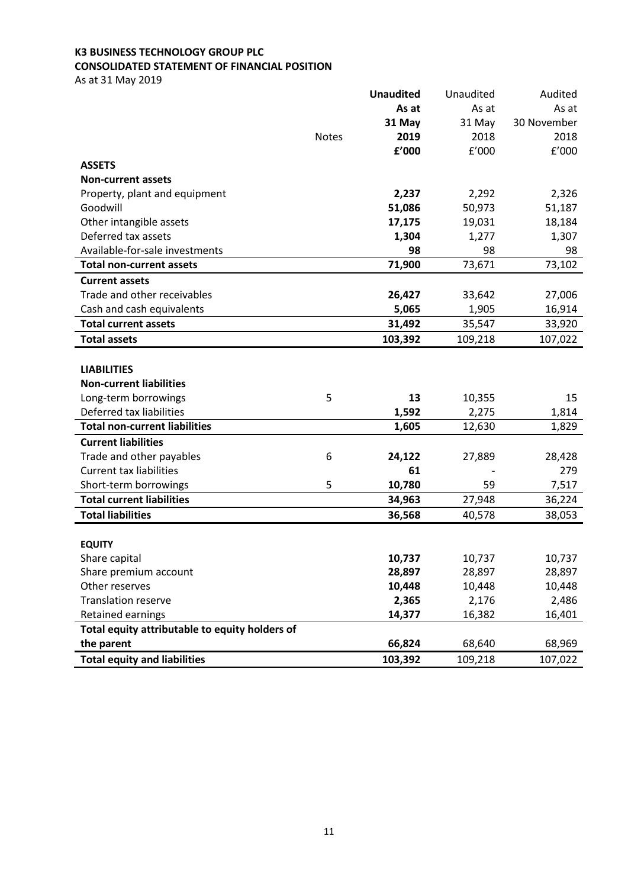**K3 BUSINESS TECHNOLOGY GROUP PLC**
**CONSOLIDATED STATEMENT OF FINANCIAL POSITION**
As at 31 May 2019

| | Notes | **Unaudited As at 31 May 2019 £'000** | Unaudited As at 31 May 2018 £'000 | Audited As at 30 November 2018 £'000 |
|---|---|---|---|---|
| **ASSETS** | | | | |
| **Non-current assets** | | | | |
| Property, plant and equipment | | **2,237** | 2,292 | 2,326 |
| Goodwill | | **51,086** | 50,973 | 51,187 |
| Other intangible assets | | **17,175** | 19,031 | 18,184 |
| Deferred tax assets | | **1,304** | 1,277 | 1,307 |
| Available-for-sale investments | | **98** | 98 | 98 |
| **Total non-current assets** | | **71,900** | 73,671 | 73,102 |
| **Current assets** | | | | |
| Trade and other receivables | | **26,427** | 33,642 | 27,006 |
| Cash and cash equivalents | | **5,065** | 1,905 | 16,914 |
| **Total current assets** | | **31,492** | 35,547 | 33,920 |
| **Total assets** | | **103,392** | 109,218 | 107,022 |
| | | | | |
| **LIABILITIES** | | | | |
| **Non-current liabilities** | | | | |
| Long-term borrowings | 5 | **13** | 10,355 | 15 |
| Deferred tax liabilities | | **1,592** | 2,275 | 1,814 |
| **Total non-current liabilities** | | **1,605** | 12,630 | 1,829 |
| **Current liabilities** | | | | |
| Trade and other payables | 6 | **24,122** | 27,889 | 28,428 |
| Current tax liabilities | | **61** | - | 279 |
| Short-term borrowings | 5 | **10,780** | 59 | 7,517 |
| **Total current liabilities** | | **34,963** | 27,948 | 36,224 |
| **Total liabilities** | | **36,568** | 40,578 | 38,053 |
| | | | | |
| **EQUITY** | | | | |
| Share capital | | **10,737** | 10,737 | 10,737 |
| Share premium account | | **28,897** | 28,897 | 28,897 |
| Other reserves | | **10,448** | 10,448 | 10,448 |
| Translation reserve | | **2,365** | 2,176 | 2,486 |
| Retained earnings | | **14,377** | 16,382 | 16,401 |
| **Total equity attributable to equity holders of the parent** | | **66,824** | 68,640 | 68,969 |
| **Total equity and liabilities** | | **103,392** | 109,218 | 107,022 |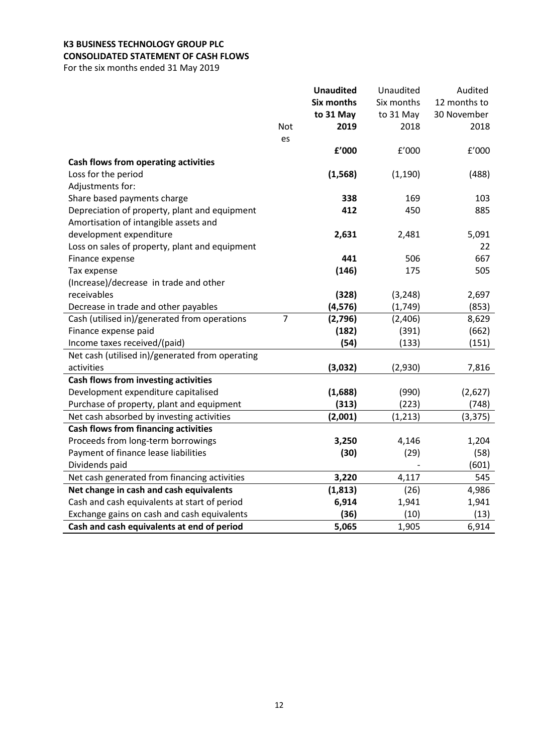**K3 BUSINESS TECHNOLOGY GROUP PLC**
**CONSOLIDATED STATEMENT OF CASH FLOWS**
For the six months ended 31 May 2019

| | Notes | **Unaudited Six months to 31 May 2019** | Unaudited Six months to 31 May 2018 | Audited 12 months to 30 November 2018 |
|---|---|---|---|---|
| | | **£'000** | £'000 | £'000 |
| **Cash flows from operating activities** | | | | |
| Loss for the period | | **(1,568)** | (1,190) | (488) |
| Adjustments for: | | | | |
| Share based payments charge | | **338** | 169 | 103 |
| Depreciation of property, plant and equipment | | **412** | 450 | 885 |
| Amortisation of intangible assets and development expenditure | | **2,631** | 2,481 | 5,091 |
| Loss on sales of property, plant and equipment | | | | 22 |
| Finance expense | | **441** | 506 | 667 |
| Tax expense | | **(146)** | 175 | 505 |
| (Increase)/decrease in trade and other receivables | | **(328)** | (3,248) | 2,697 |
| Decrease in trade and other payables | | **(4,576)** | (1,749) | (853) |
| Cash (utilised in)/generated from operations | 7 | **(2,796)** | (2,406) | 8,629 |
| Finance expense paid | | **(182)** | (391) | (662) |
| Income taxes received/(paid) | | **(54)** | (133) | (151) |
| Net cash (utilised in)/generated from operating activities | | **(3,032)** | (2,930) | 7,816 |
| **Cash flows from investing activities** | | | | |
| Development expenditure capitalised | | **(1,688)** | (990) | (2,627) |
| Purchase of property, plant and equipment | | **(313)** | (223) | (748) |
| Net cash absorbed by investing activities | | **(2,001)** | (1,213) | (3,375) |
| **Cash flows from financing activities** | | | | |
| Proceeds from long-term borrowings | | **3,250** | 4,146 | 1,204 |
| Payment of finance lease liabilities | | **(30)** | (29) | (58) |
| Dividends paid | | | - | (601) |
| Net cash generated from financing activities | | **3,220** | 4,117 | 545 |
| **Net change in cash and cash equivalents** | | **(1,813)** | (26) | 4,986 |
| Cash and cash equivalents at start of period | | **6,914** | 1,941 | 1,941 |
| Exchange gains on cash and cash equivalents | | **(36)** | (10) | (13) |
| **Cash and cash equivalents at end of period** | | **5,065** | 1,905 | 6,914 |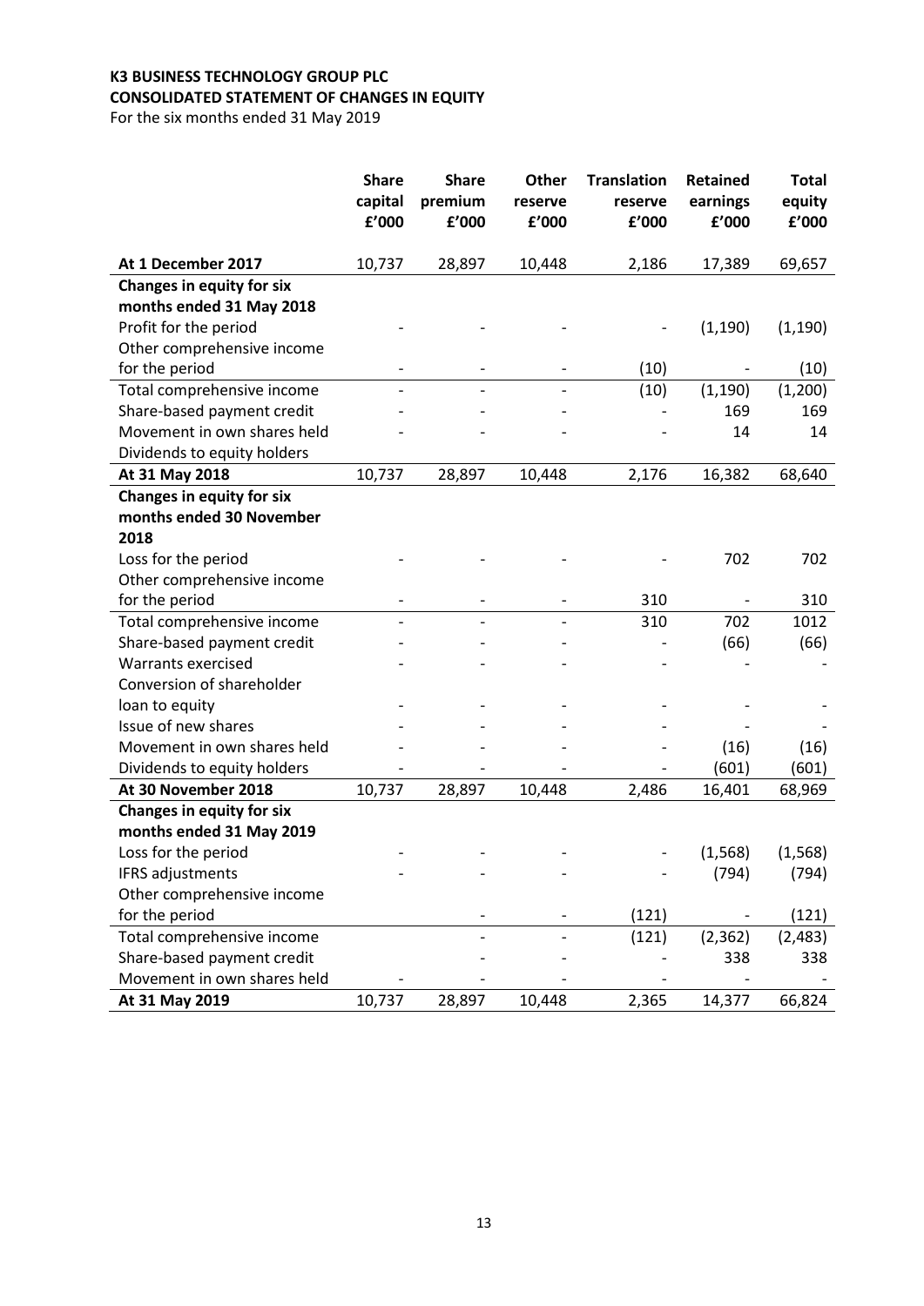**K3 BUSINESS TECHNOLOGY GROUP PLC**
**CONSOLIDATED STATEMENT OF CHANGES IN EQUITY**
For the six months ended 31 May 2019

| | Share capital £'000 | Share premium £'000 | Other reserve £'000 | Translation reserve £'000 | Retained earnings £'000 | Total equity £'000 |
|---|---|---|---|---|---|---|
| **At 1 December 2017** | 10,737 | 28,897 | 10,448 | 2,186 | 17,389 | 69,657 |
| **Changes in equity for six months ended 31 May 2018** | | | | | | |
| Profit for the period | - | - | - | - | (1,190) | (1,190) |
| Other comprehensive income for the period | - | - | - | (10) | - | (10) |
| Total comprehensive income | - | - | - | (10) | (1,190) | (1,200) |
| Share-based payment credit | - | - | - | - | 169 | 169 |
| Movement in own shares held | - | - | - | - | 14 | 14 |
| Dividends to equity holders | | | | | | |
| **At 31 May 2018** | 10,737 | 28,897 | 10,448 | 2,176 | 16,382 | 68,640 |
| **Changes in equity for six months ended 30 November 2018** | | | | | | |
| Loss for the period | - | - | - | - | 702 | 702 |
| Other comprehensive income for the period | - | - | - | 310 | - | 310 |
| Total comprehensive income | - | - | - | 310 | 702 | 1012 |
| Share-based payment credit | - | - | - | - | (66) | (66) |
| Warrants exercised | - | - | - | - | - | - |
| Conversion of shareholder loan to equity | - | - | - | - | - | - |
| Issue of new shares | - | - | - | - | - | - |
| Movement in own shares held | - | - | - | - | (16) | (16) |
| Dividends to equity holders | - | - | - | - | (601) | (601) |
| **At 30 November 2018** | 10,737 | 28,897 | 10,448 | 2,486 | 16,401 | 68,969 |
| **Changes in equity for six months ended 31 May 2019** | | | | | | |
| Loss for the period | - | - | - | - | (1,568) | (1,568) |
| IFRS adjustments | - | - | - | - | (794) | (794) |
| Other comprehensive income for the period | | - | - | (121) | - | (121) |
| Total comprehensive income | | - | - | (121) | (2,362) | (2,483) |
| Share-based payment credit | | - | - | - | 338 | 338 |
| Movement in own shares held | - | - | - | - | - | - |
| **At 31 May 2019** | 10,737 | 28,897 | 10,448 | 2,365 | 14,377 | 66,824 |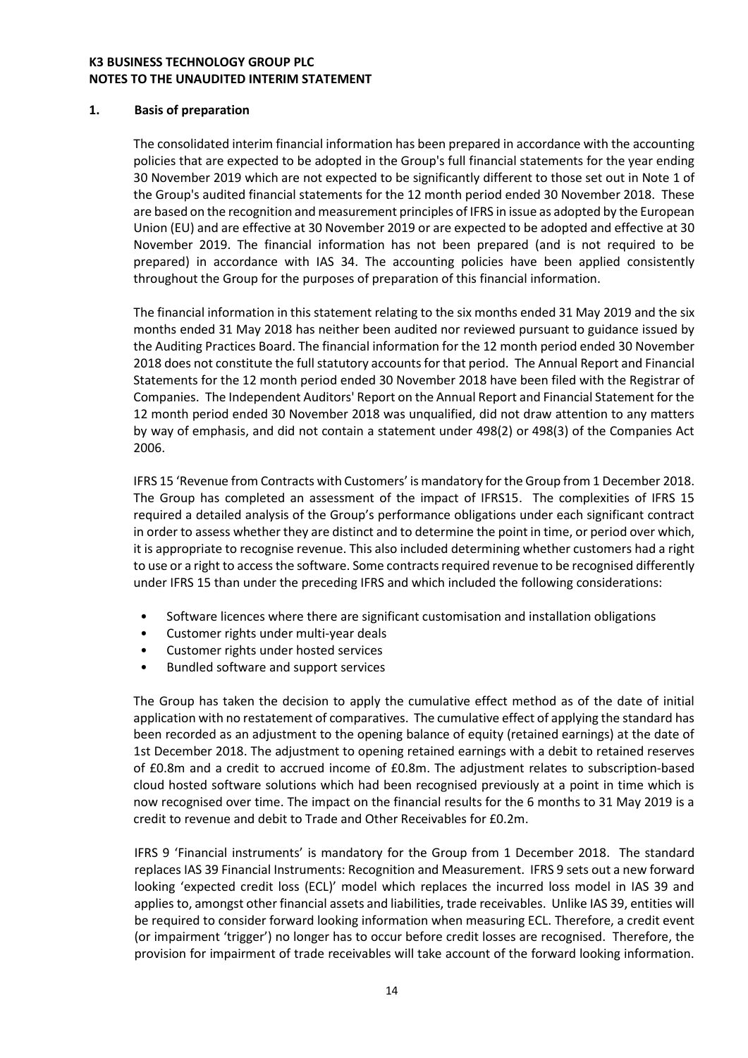**K3 BUSINESS TECHNOLOGY GROUP PLC**
**NOTES TO THE UNAUDITED INTERIM STATEMENT**

## 1. Basis of preparation

The consolidated interim financial information has been prepared in accordance with the accounting policies that are expected to be adopted in the Group's full financial statements for the year ending 30 November 2019 which are not expected to be significantly different to those set out in Note 1 of the Group's audited financial statements for the 12 month period ended 30 November 2018. These are based on the recognition and measurement principles of IFRS in issue as adopted by the European Union (EU) and are effective at 30 November 2019 or are expected to be adopted and effective at 30 November 2019. The financial information has not been prepared (and is not required to be prepared) in accordance with IAS 34. The accounting policies have been applied consistently throughout the Group for the purposes of preparation of this financial information.

The financial information in this statement relating to the six months ended 31 May 2019 and the six months ended 31 May 2018 has neither been audited nor reviewed pursuant to guidance issued by the Auditing Practices Board. The financial information for the 12 month period ended 30 November 2018 does not constitute the full statutory accounts for that period. The Annual Report and Financial Statements for the 12 month period ended 30 November 2018 have been filed with the Registrar of Companies. The Independent Auditors' Report on the Annual Report and Financial Statement for the 12 month period ended 30 November 2018 was unqualified, did not draw attention to any matters by way of emphasis, and did not contain a statement under 498(2) or 498(3) of the Companies Act 2006.

IFRS 15 'Revenue from Contracts with Customers' is mandatory for the Group from 1 December 2018. The Group has completed an assessment of the impact of IFRS15. The complexities of IFRS 15 required a detailed analysis of the Group's performance obligations under each significant contract in order to assess whether they are distinct and to determine the point in time, or period over which, it is appropriate to recognise revenue. This also included determining whether customers had a right to use or a right to access the software. Some contracts required revenue to be recognised differently under IFRS 15 than under the preceding IFRS and which included the following considerations:

- Software licences where there are significant customisation and installation obligations
- Customer rights under multi-year deals
- Customer rights under hosted services
- Bundled software and support services

The Group has taken the decision to apply the cumulative effect method as of the date of initial application with no restatement of comparatives. The cumulative effect of applying the standard has been recorded as an adjustment to the opening balance of equity (retained earnings) at the date of 1st December 2018. The adjustment to opening retained earnings with a debit to retained reserves of £0.8m and a credit to accrued income of £0.8m. The adjustment relates to subscription-based cloud hosted software solutions which had been recognised previously at a point in time which is now recognised over time. The impact on the financial results for the 6 months to 31 May 2019 is a credit to revenue and debit to Trade and Other Receivables for £0.2m.

IFRS 9 'Financial instruments' is mandatory for the Group from 1 December 2018. The standard replaces IAS 39 Financial Instruments: Recognition and Measurement. IFRS 9 sets out a new forward looking 'expected credit loss (ECL)' model which replaces the incurred loss model in IAS 39 and applies to, amongst other financial assets and liabilities, trade receivables. Unlike IAS 39, entities will be required to consider forward looking information when measuring ECL. Therefore, a credit event (or impairment 'trigger') no longer has to occur before credit losses are recognised. Therefore, the provision for impairment of trade receivables will take account of the forward looking information.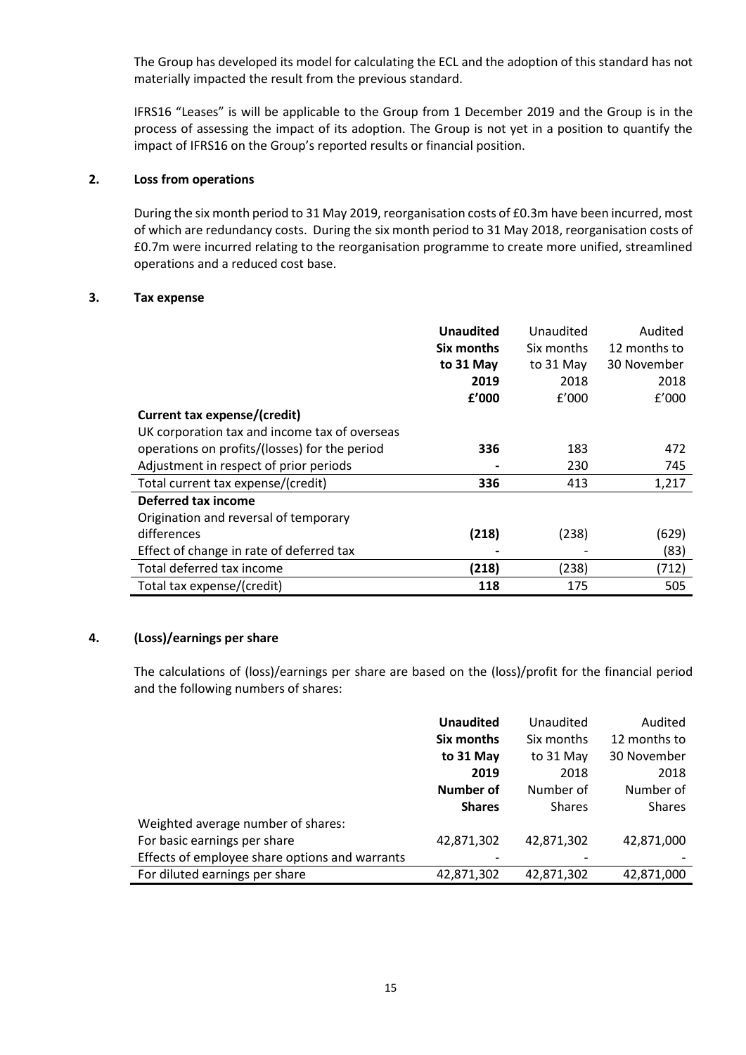The Group has developed its model for calculating the ECL and the adoption of this standard has not materially impacted the result from the previous standard.

IFRS16 "Leases" is will be applicable to the Group from 1 December 2019 and the Group is in the process of assessing the impact of its adoption. The Group is not yet in a position to quantify the impact of IFRS16 on the Group's reported results or financial position.

## 2. Loss from operations

During the six month period to 31 May 2019, reorganisation costs of £0.3m have been incurred, most of which are redundancy costs. During the six month period to 31 May 2018, reorganisation costs of £0.7m were incurred relating to the reorganisation programme to create more unified, streamlined operations and a reduced cost base.

## 3. Tax expense

| | **Unaudited Six months to 31 May 2019 £'000** | Unaudited Six months to 31 May 2018 £'000 | Audited 12 months to 30 November 2018 £'000 |
|---|---|---|---|
| **Current tax expense/(credit)** | | | |
| UK corporation tax and income tax of overseas operations on profits/(losses) for the period | **336** | 183 | 472 |
| Adjustment in respect of prior periods | **-** | 230 | 745 |
| Total current tax expense/(credit) | **336** | 413 | 1,217 |
| **Deferred tax income** | | | |
| Origination and reversal of temporary differences | **(218)** | (238) | (629) |
| Effect of change in rate of deferred tax | **-** | - | (83) |
| Total deferred tax income | **(218)** | (238) | (712) |
| Total tax expense/(credit) | **118** | 175 | 505 |

## 4. (Loss)/earnings per share

The calculations of (loss)/earnings per share are based on the (loss)/profit for the financial period and the following numbers of shares:

| | **Unaudited Six months to 31 May 2019 Number of Shares** | Unaudited Six months to 31 May 2018 Number of Shares | Audited 12 months to 30 November 2018 Number of Shares |
|---|---|---|---|
| Weighted average number of shares: | | | |
| For basic earnings per share | 42,871,302 | 42,871,302 | 42,871,000 |
| Effects of employee share options and warrants | - | - | - |
| For diluted earnings per share | 42,871,302 | 42,871,302 | 42,871,000 |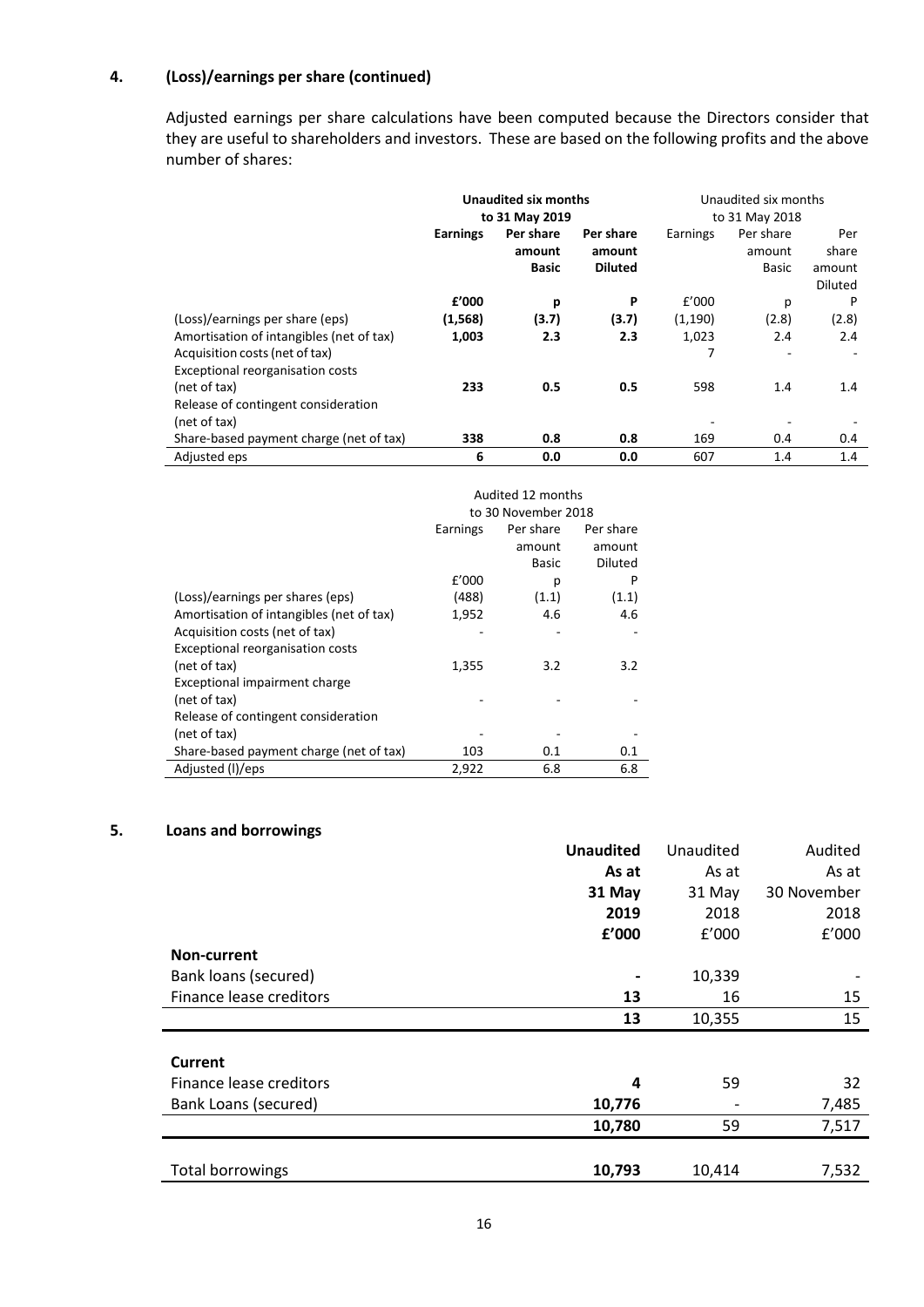## 4. (Loss)/earnings per share (continued)

Adjusted earnings per share calculations have been computed because the Directors consider that they are useful to shareholders and investors. These are based on the following profits and the above number of shares:

| | **Unaudited six months to 31 May 2019** | | | Unaudited six months to 31 May 2018 | | |
|---|---|---|---|---|---|---|
| | **Earnings** | **Per share amount Basic** | **Per share amount Diluted** | Earnings | Per share amount Basic | Per share amount Diluted |
| | **£'000** | **p** | **P** | £'000 | p | P |
| (Loss)/earnings per share (eps) | **(1,568)** | **(3.7)** | **(3.7)** | (1,190) | (2.8) | (2.8) |
| Amortisation of intangibles (net of tax) | **1,003** | **2.3** | **2.3** | 1,023 | 2.4 | 2.4 |
| Acquisition costs (net of tax) | | | | 7 | - | - |
| Exceptional reorganisation costs (net of tax) | **233** | **0.5** | **0.5** | 598 | 1.4 | 1.4 |
| Release of contingent consideration (net of tax) | | | | - | - | - |
| Share-based payment charge (net of tax) | **338** | **0.8** | **0.8** | 169 | 0.4 | 0.4 |
| Adjusted eps | **6** | **0.0** | **0.0** | 607 | 1.4 | 1.4 |

| | Audited 12 months to 30 November 2018 | | |
|---|---|---|---|
| | Earnings | Per share amount Basic | Per share amount Diluted |
| | £'000 | p | P |
| (Loss)/earnings per shares (eps) | (488) | (1.1) | (1.1) |
| Amortisation of intangibles (net of tax) | 1,952 | 4.6 | 4.6 |
| Acquisition costs (net of tax) | - | - | - |
| Exceptional reorganisation costs (net of tax) | 1,355 | 3.2 | 3.2 |
| Exceptional impairment charge (net of tax) | - | - | - |
| Release of contingent consideration (net of tax) | - | - | - |
| Share-based payment charge (net of tax) | 103 | 0.1 | 0.1 |
| Adjusted (l)/eps | 2,922 | 6.8 | 6.8 |

## 5. Loans and borrowings

| | **Unaudited As at 31 May 2019 £'000** | Unaudited As at 31 May 2018 £'000 | Audited As at 30 November 2018 £'000 |
|---|---|---|---|
| **Non-current** | | | |
| Bank loans (secured) | **-** | 10,339 | - |
| Finance lease creditors | **13** | 16 | 15 |
| | **13** | 10,355 | 15 |
| **Current** | | | |
| Finance lease creditors | **4** | 59 | 32 |
| Bank Loans (secured) | **10,776** | - | 7,485 |
| | **10,780** | 59 | 7,517 |
| Total borrowings | **10,793** | 10,414 | 7,532 |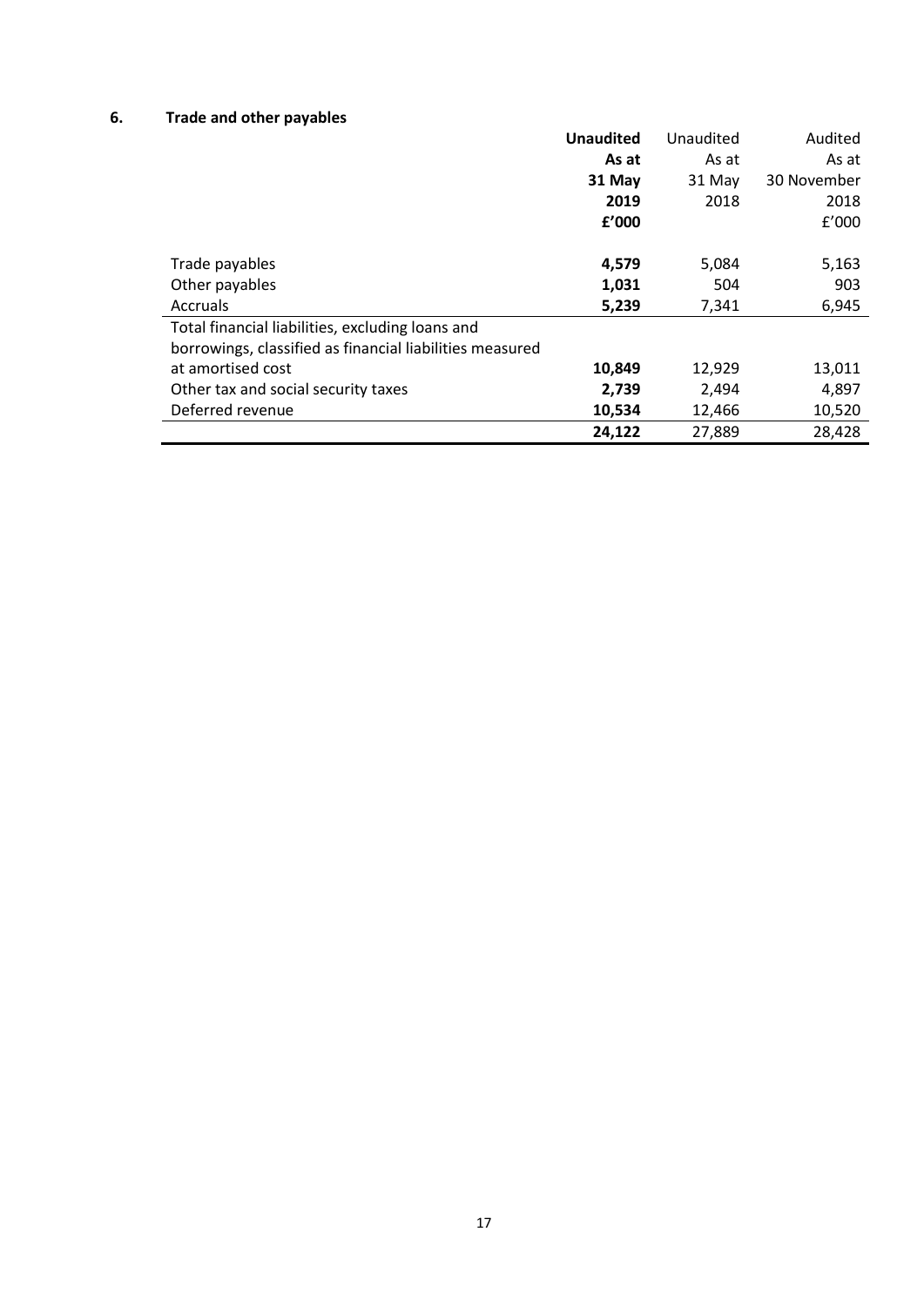## 6. Trade and other payables

| | **Unaudited As at 31 May 2019 £'000** | Unaudited As at 31 May 2018 | Audited As at 30 November 2018 £'000 |
|---|---|---|---|
| Trade payables | **4,579** | 5,084 | 5,163 |
| Other payables | **1,031** | 504 | 903 |
| Accruals | **5,239** | 7,341 | 6,945 |
| Total financial liabilities, excluding loans and borrowings, classified as financial liabilities measured at amortised cost | **10,849** | 12,929 | 13,011 |
| Other tax and social security taxes | **2,739** | 2,494 | 4,897 |
| Deferred revenue | **10,534** | 12,466 | 10,520 |
| | **24,122** | 27,889 | 28,428 |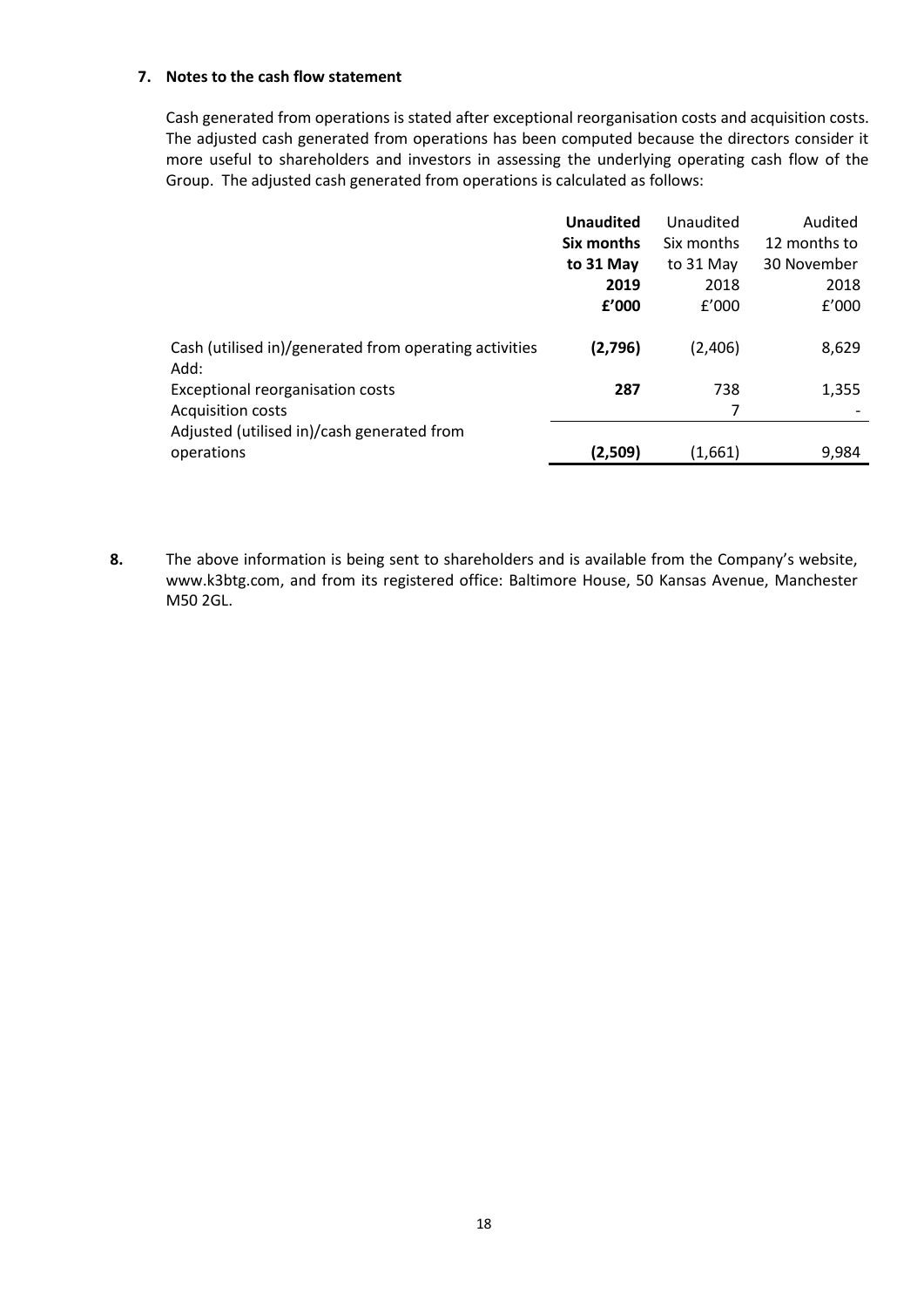### 7. Notes to the cash flow statement

Cash generated from operations is stated after exceptional reorganisation costs and acquisition costs. The adjusted cash generated from operations has been computed because the directors consider it more useful to shareholders and investors in assessing the underlying operating cash flow of the Group. The adjusted cash generated from operations is calculated as follows:

| | **Unaudited Six months to 31 May 2019 £'000** | Unaudited Six months to 31 May 2018 £'000 | Audited 12 months to 30 November 2018 £'000 |
|---|---|---|---|
| Cash (utilised in)/generated from operating activities | **(2,796)** | (2,406) | 8,629 |
| Add: | | | |
| Exceptional reorganisation costs | **287** | 738 | 1,355 |
| Acquisition costs | | 7 | - |
| Adjusted (utilised in)/cash generated from operations | **(2,509)** | (1,661) | 9,984 |

**8.** The above information is being sent to shareholders and is available from the Company's website, www.k3btg.com, and from its registered office: Baltimore House, 50 Kansas Avenue, Manchester M50 2GL.